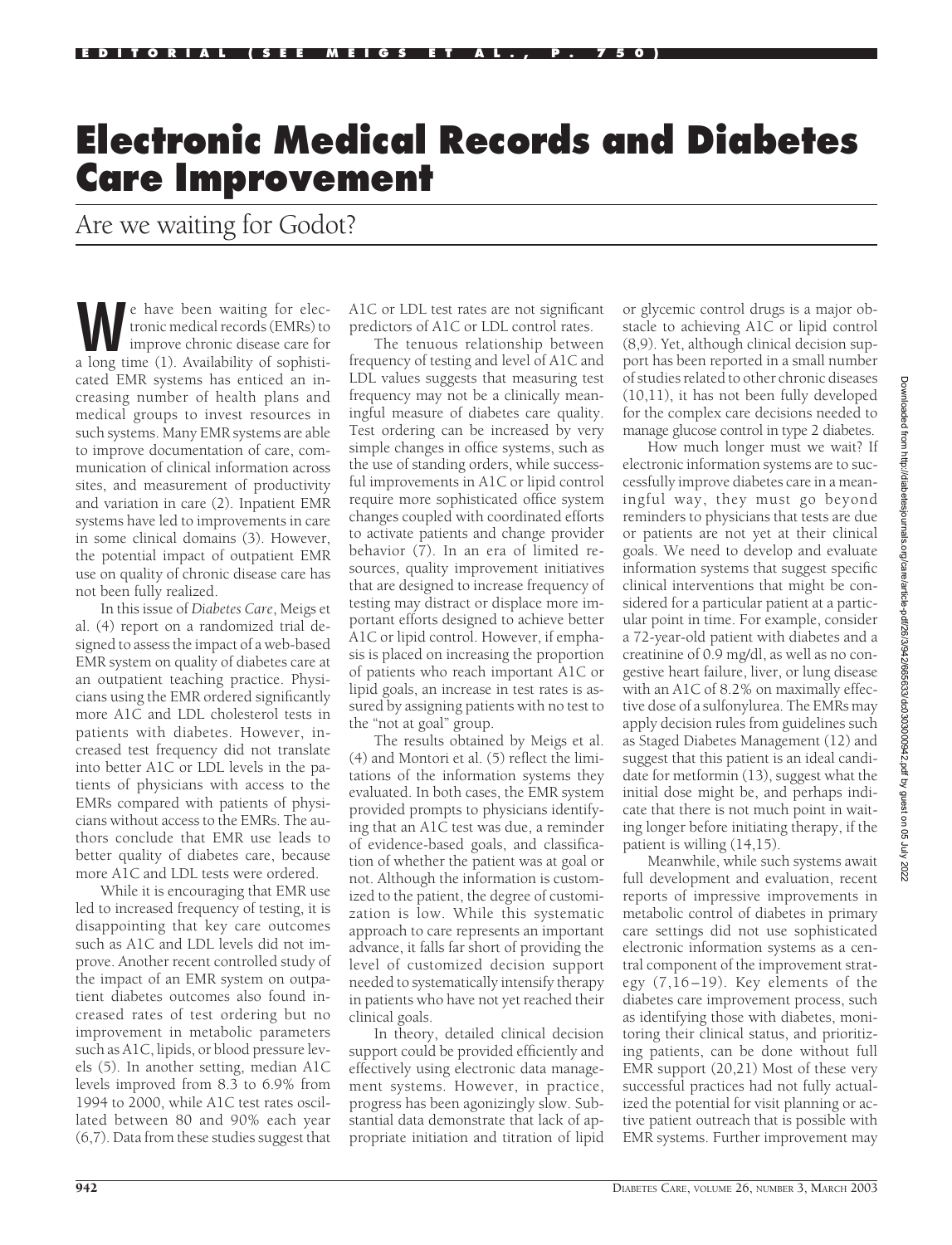EDITORIAL (SEE MEIGS ET AL., P. 750)

# Electronic Medical Records and Diabetes Care Improvement

## Are we waiting for Godot?

We have been waiting for electronic medical records (EMRs) to improve chronic disease care for a long time (1). Availability of sophisticated EMR systems has enticed an increasing number of health plans and medical groups to invest resources in such systems. Many EMR systems are able to improve documentation of care, communication of clinical information across sites, and measurement of productivity and variation in care (2). Inpatient EMR systems have led to improvements in care in some clinical domains (3). However, the potential impact of outpatient EMR use on quality of chronic disease care has not been fully realized.

In this issue of *Diabetes Care*, Meigs et al. (4) report on a randomized trial designed to assess the impact of a web-based EMR system on quality of diabetes care at an outpatient teaching practice. Physicians using the EMR ordered significantly more A1C and LDL cholesterol tests in patients with diabetes. However, increased test frequency did not translate into better A1C or LDL levels in the patients of physicians with access to the EMRs compared with patients of physicians without access to the EMRs. The authors conclude that EMR use leads to better quality of diabetes care, because more A1C and LDL tests were ordered.

While it is encouraging that EMR use led to increased frequency of testing, it is disappointing that key care outcomes such as A1C and LDL levels did not improve. Another recent controlled study of the impact of an EMR system on outpatient diabetes outcomes also found increased rates of test ordering but no improvement in metabolic parameters such as A1C, lipids, or blood pressure levels (5). In another setting, median A1C levels improved from 8.3 to 6.9% from 1994 to 2000, while A1C test rates oscillated between 80 and 90% each year (6,7). Data from these studies suggest that A1C or LDL test rates are not significant predictors of A1C or LDL control rates.

The tenuous relationship between frequency of testing and level of A1C and LDL values suggests that measuring test frequency may not be a clinically meaningful measure of diabetes care quality. Test ordering can be increased by very simple changes in office systems, such as the use of standing orders, while successful improvements in A1C or lipid control require more sophisticated office system changes coupled with coordinated efforts to activate patients and change provider behavior (7). In an era of limited resources, quality improvement initiatives that are designed to increase frequency of testing may distract or displace more important efforts designed to achieve better A1C or lipid control. However, if emphasis is placed on increasing the proportion of patients who reach important A1C or lipid goals, an increase in test rates is assured by assigning patients with no test to the "not at goal" group.

The results obtained by Meigs et al. (4) and Montori et al. (5) reflect the limitations of the information systems they evaluated. In both cases, the EMR system provided prompts to physicians identifying that an A1C test was due, a reminder of evidence-based goals, and classification of whether the patient was at goal or not. Although the information is customized to the patient, the degree of customization is low. While this systematic approach to care represents an important advance, it falls far short of providing the level of customized decision support needed to systematically intensify therapy in patients who have not yet reached their clinical goals.

In theory, detailed clinical decision support could be provided efficiently and effectively using electronic data management systems. However, in practice, progress has been agonizingly slow. Substantial data demonstrate that lack of appropriate initiation and titration of lipid or glycemic control drugs is a major obstacle to achieving A1C or lipid control (8,9). Yet, although clinical decision support has been reported in a small number of studies related to other chronic diseases (10,11), it has not been fully developed for the complex care decisions needed to manage glucose control in type 2 diabetes.

How much longer must we wait? If electronic information systems are to successfully improve diabetes care in a meaningful way, they must go beyond reminders to physicians that tests are due or patients are not yet at their clinical goals. We need to develop and evaluate information systems that suggest specific clinical interventions that might be considered for a particular patient at a particular point in time. For example, consider a 72-year-old patient with diabetes and a creatinine of 0.9 mg/dl, as well as no congestive heart failure, liver, or lung disease with an A1C of 8.2% on maximally effective dose of a sulfonylurea. The EMRs may apply decision rules from guidelines such as Staged Diabetes Management (12) and suggest that this patient is an ideal candidate for metformin (13), suggest what the initial dose might be, and perhaps indicate that there is not much point in waiting longer before initiating therapy, if the patient is willing (14,15).

Meanwhile, while such systems await full development and evaluation, recent reports of impressive improvements in metabolic control of diabetes in primary care settings did not use sophisticated electronic information systems as a central component of the improvement strategy (7,16–19). Key elements of the diabetes care improvement process, such as identifying those with diabetes, monitoring their clinical status, and prioritizing patients, can be done without full EMR support (20,21) Most of these very successful practices had not fully actualized the potential for visit planning or active patient outreach that is possible with EMR systems. Further improvement may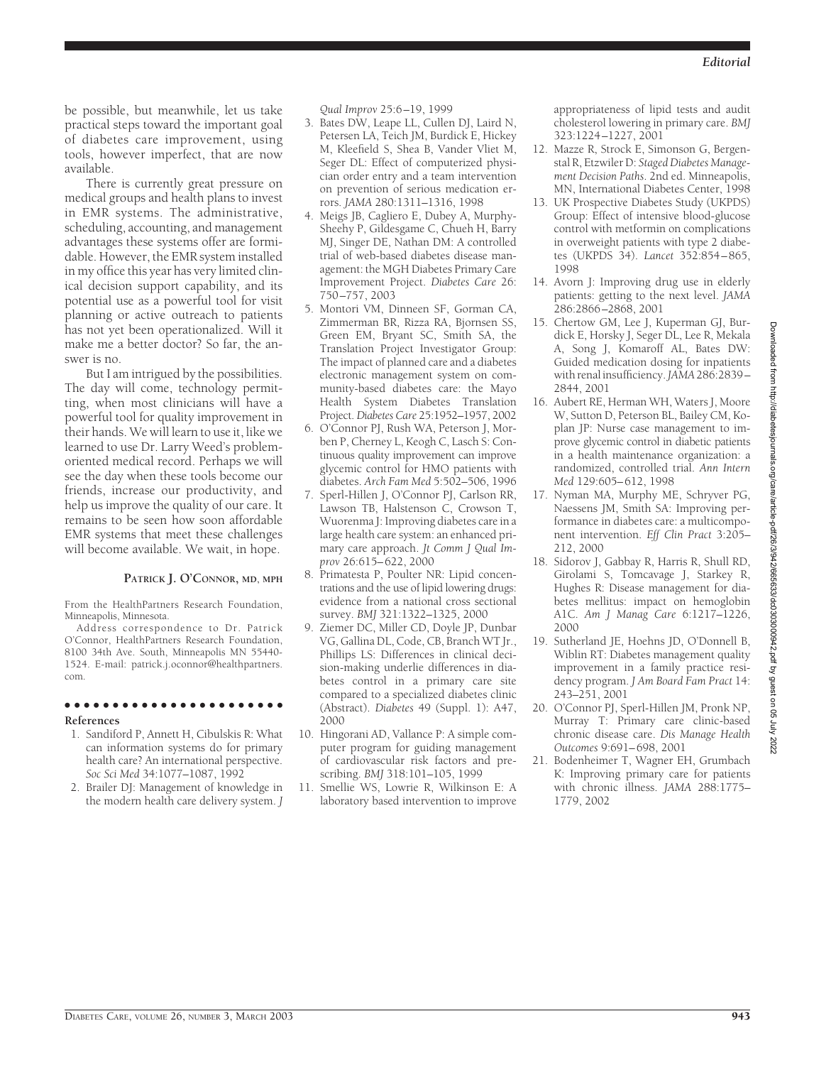be possible, but meanwhile, let us take practical steps toward the important goal of diabetes care improvement, using tools, however imperfect, that are now available.

There is currently great pressure on medical groups and health plans to invest in EMR systems. The administrative, scheduling, accounting, and management advantages these systems offer are formidable. However, the EMR system installed in my office this year has very limited clinical decision support capability, and its potential use as a powerful tool for visit planning or active outreach to patients has not yet been operationalized. Will it make me a better doctor? So far, the answer is no.

But I am intrigued by the possibilities. The day will come, technology permitting, when most clinicians will have a powerful tool for quality improvement in their hands. We will learn to use it, like we learned to use Dr. Larry Weed's problem-oriented medical record. Perhaps we will see the day when these tools become our friends, increase our productivity, and help us improve the quality of our care. It remains to be seen how soon affordable EMR systems that meet these challenges will become available. We wait, in hope.

**PATRICK J. O'CONNOR, MD, MPH**

From the HealthPartners Research Foundation, Minneapolis, Minnesota.

Address correspondence to Dr. Patrick O'Connor, HealthPartners Research Foundation, 8100 34th Ave. South, Minneapolis MN 55440-1524. E-mail: patrick.j.oconnor@healthpartners.com.

## References

1. Sandiford P, Annett H, Cibulskis R: What can information systems do for primary health care? An international perspective. *Soc Sci Med* 34:1077–1087, 1992
2. Brailer DJ: Management of knowledge in the modern health care delivery system. *J Qual Improv* 25:6–19, 1999
3. Bates DW, Leape LL, Cullen DJ, Laird N, Petersen LA, Teich JM, Burdick E, Hickey M, Kleefield S, Shea B, Vander Vliet M, Seger DL: Effect of computerized physician order entry and a team intervention on prevention of serious medication errors. *JAMA* 280:1311–1316, 1998
4. Meigs JB, Cagliero E, Dubey A, Murphy-Sheehy P, Gildesgame C, Chueh H, Barry MJ, Singer DE, Nathan DM: A controlled trial of web-based diabetes disease management: the MGH Diabetes Primary Care Improvement Project. *Diabetes Care* 26: 750–757, 2003
5. Montori VM, Dinneen SF, Gorman CA, Zimmerman BR, Rizza RA, Bjornsen SS, Green EM, Bryant SC, Smith SA, the Translation Project Investigator Group: The impact of planned care and a diabetes electronic management system on community-based diabetes care: the Mayo Health System Diabetes Translation Project. *Diabetes Care* 25:1952–1957, 2002
6. O'Connor PJ, Rush WA, Peterson J, Morben P, Cherney L, Keogh C, Lasch S: Continuous quality improvement can improve glycemic control for HMO patients with diabetes. *Arch Fam Med* 5:502–506, 1996
7. Sperl-Hillen J, O'Connor PJ, Carlson RR, Lawson TB, Halstenson C, Crowson T, Wuorenma J: Improving diabetes care in a large health care system: an enhanced primary care approach. *Jt Comm J Qual Improv* 26:615–622, 2000
8. Primatesta P, Poulter NR: Lipid concentrations and the use of lipid lowering drugs: evidence from a national cross sectional survey. *BMJ* 321:1322–1325, 2000
9. Ziemer DC, Miller CD, Doyle JP, Dunbar VG, Gallina DL, Code, CB, Branch WT Jr., Phillips LS: Differences in clinical decision-making underlie differences in diabetes control in a primary care site compared to a specialized diabetes clinic (Abstract). *Diabetes* 49 (Suppl. 1): A47, 2000
10. Hingorani AD, Vallance P: A simple computer program for guiding management of cardiovascular risk factors and prescribing. *BMJ* 318:101–105, 1999
11. Smellie WS, Lowrie R, Wilkinson E: A laboratory based intervention to improve appropriateness of lipid tests and audit cholesterol lowering in primary care. *BMJ* 323:1224–1227, 2001
12. Mazze R, Strock E, Simonson G, Bergenstal R, Etzwiler D: *Staged Diabetes Management Decision Paths*. 2nd ed. Minneapolis, MN, International Diabetes Center, 1998
13. UK Prospective Diabetes Study (UKPDS) Group: Effect of intensive blood-glucose control with metformin on complications in overweight patients with type 2 diabetes (UKPDS 34). *Lancet* 352:854–865, 1998
14. Avorn J: Improving drug use in elderly patients: getting to the next level. *JAMA* 286:2866–2868, 2001
15. Chertow GM, Lee J, Kuperman GJ, Burdick E, Horsky J, Seger DL, Lee R, Mekala A, Song J, Komaroff AL, Bates DW: Guided medication dosing for inpatients with renal insufficiency. *JAMA* 286:2839–2844, 2001
16. Aubert RE, Herman WH, Waters J, Moore W, Sutton D, Peterson BL, Bailey CM, Koplan JP: Nurse case management to improve glycemic control in diabetic patients in a health maintenance organization: a randomized, controlled trial. *Ann Intern Med* 129:605–612, 1998
17. Nyman MA, Murphy ME, Schryver PG, Naessens JM, Smith SA: Improving performance in diabetes care: a multicomponent intervention. *Eff Clin Pract* 3:205–212, 2000
18. Sidorov J, Gabbay R, Harris R, Shull RD, Girolami S, Tomcavage J, Starkey R, Hughes R: Disease management for diabetes mellitus: impact on hemoglobin A1C. *Am J Manag Care* 6:1217–1226, 2000
19. Sutherland JE, Hoehns JD, O'Donnell B, Wiblin RT: Diabetes management quality improvement in a family practice residency program. *J Am Board Fam Pract* 14: 243–251, 2001
20. O'Connor PJ, Sperl-Hillen JM, Pronk NP, Murray T: Primary care clinic-based chronic disease care. *Dis Manage Health Outcomes* 9:691–698, 2001
21. Bodenheimer T, Wagner EH, Grumbach K: Improving primary care for patients with chronic illness. *JAMA* 288:1775–1779, 2002